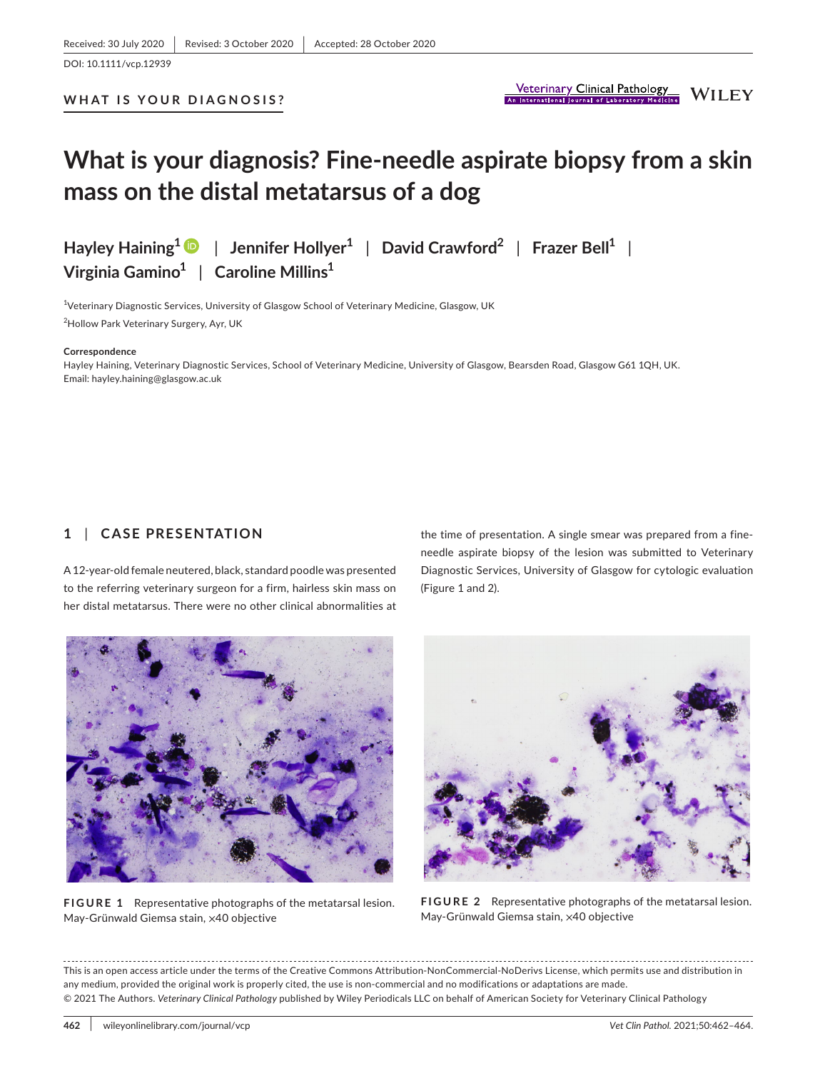Received: 30 July 2020 | Revised: 3 October 2020 | Accepted: 28 October 2020

DOI: 10.1111/vcp.12939

**WHAT IS YOUR DIAGNOSIS?**

# What is your diagnosis? Fine-needle aspirate biopsy from a skin mass on the distal metatarsus of a dog

**Hayley Haining[1]** | **Jennifer Hollyer[1]** | **David Crawford[2]** | **Frazer Bell[1]** | **Virginia Gamino[1]** | **Caroline Millins[1]**

[1]Veterinary Diagnostic Services, University of Glasgow School of Veterinary Medicine, Glasgow, UK

[2]Hollow Park Veterinary Surgery, Ayr, UK

**Correspondence**

Hayley Haining, Veterinary Diagnostic Services, School of Veterinary Medicine, University of Glasgow, Bearsden Road, Glasgow G61 1QH, UK.
Email: hayley.haining@glasgow.ac.uk

## 1 | CASE PRESENTATION

A 12-year-old female neutered, black, standard poodle was presented to the referring veterinary surgeon for a firm, hairless skin mass on her distal metatarsus. There were no other clinical abnormalities at the time of presentation. A single smear was prepared from a fine-needle aspirate biopsy of the lesion was submitted to Veterinary Diagnostic Services, University of Glasgow for cytologic evaluation (Figure 1 and 2).

**FIGURE 1** Representative photographs of the metatarsal lesion. May-Grünwald Giemsa stain, ×40 objective

**FIGURE 2** Representative photographs of the metatarsal lesion. May-Grünwald Giemsa stain, ×40 objective

This is an open access article under the terms of the Creative Commons Attribution-NonCommercial-NoDerivs License, which permits use and distribution in any medium, provided the original work is properly cited, the use is non-commercial and no modifications or adaptations are made.
© 2021 The Authors. *Veterinary Clinical Pathology* published by Wiley Periodicals LLC on behalf of American Society for Veterinary Clinical Pathology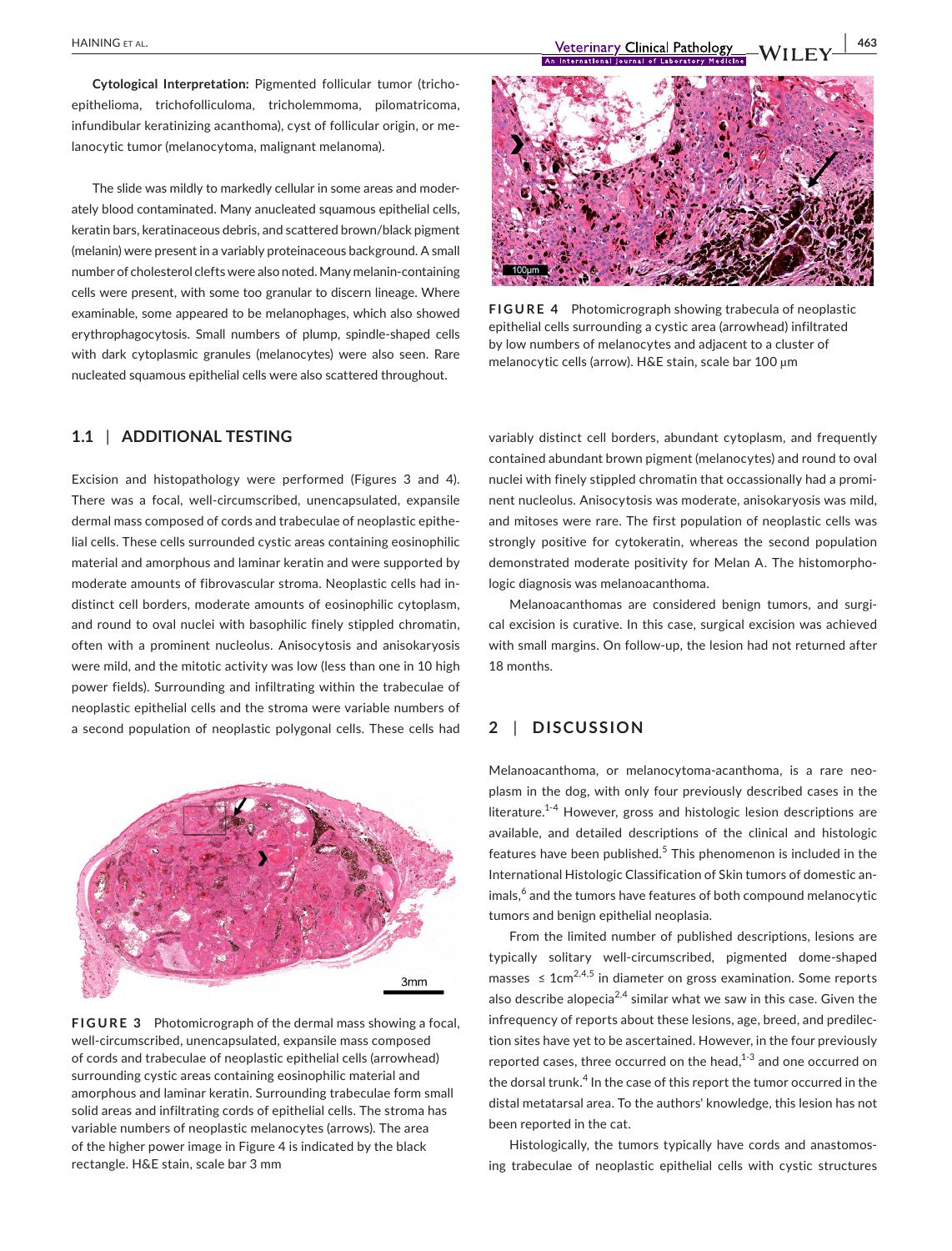**Cytological Interpretation:** Pigmented follicular tumor (trichoepithelioma, trichofolliculoma, tricholemmoma, pilomatricoma, infundibular keratinizing acanthoma), cyst of follicular origin, or melanocytic tumor (melanocytoma, malignant melanoma).

The slide was mildly to markedly cellular in some areas and moderately blood contaminated. Many anucleated squamous epithelial cells, keratin bars, keratinaceous debris, and scattered brown/black pigment (melanin) were present in a variably proteinaceous background. A small number of cholesterol clefts were also noted. Many melanin-containing cells were present, with some too granular to discern lineage. Where examinable, some appeared to be melanophages, which also showed erythrophagocytosis. Small numbers of plump, spindle-shaped cells with dark cytoplasmic granules (melanocytes) were also seen. Rare nucleated squamous epithelial cells were also scattered throughout.

## 1.1 | ADDITIONAL TESTING

Excision and histopathology were performed (Figures 3 and 4). There was a focal, well-circumscribed, unencapsulated, expansile dermal mass composed of cords and trabeculae of neoplastic epithelial cells. These cells surrounded cystic areas containing eosinophilic material and amorphous and laminar keratin and were supported by moderate amounts of fibrovascular stroma. Neoplastic cells had indistinct cell borders, moderate amounts of eosinophilic cytoplasm, and round to oval nuclei with basophilic finely stippled chromatin, often with a prominent nucleolus. Anisocytosis and anisokaryosis were mild, and the mitotic activity was low (less than one in 10 high power fields). Surrounding and infiltrating within the trabeculae of neoplastic epithelial cells and the stroma were variable numbers of a second population of neoplastic polygonal cells. These cells had variably distinct cell borders, abundant cytoplasm, and frequently contained abundant brown pigment (melanocytes) and round to oval nuclei with finely stippled chromatin that occassionally had a prominent nucleolus. Anisocytosis was moderate, anisokaryosis was mild, and mitoses were rare. The first population of neoplastic cells was strongly positive for cytokeratin, whereas the second population demonstrated moderate positivity for Melan A. The histomorphologic diagnosis was melanoacanthoma.

**FIGURE 3** Photomicrograph of the dermal mass showing a focal, well-circumscribed, unencapsulated, expansile mass composed of cords and trabeculae of neoplastic epithelial cells (arrowhead) surrounding cystic areas containing eosinophilic material and amorphous and laminar keratin. Surrounding trabeculae form small solid areas and infiltrating cords of epithelial cells. The stroma has variable numbers of neoplastic melanocytes (arrows). The area of the higher power image in Figure 4 is indicated by the black rectangle. H&E stain, scale bar 3 mm

**FIGURE 4** Photomicrograph showing trabecula of neoplastic epithelial cells surrounding a cystic area (arrowhead) infiltrated by low numbers of melanocytes and adjacent to a cluster of melanocytic cells (arrow). H&E stain, scale bar 100 μm

Melanoacanthomas are considered benign tumors, and surgical excision is curative. In this case, surgical excision was achieved with small margins. On follow-up, the lesion had not returned after 18 months.

## 2 | DISCUSSION

Melanoacanthoma, or melanocytoma-acanthoma, is a rare neoplasm in the dog, with only four previously described cases in the literature.[1-4] However, gross and histologic lesion descriptions are available, and detailed descriptions of the clinical and histologic features have been published.[5] This phenomenon is included in the International Histologic Classification of Skin tumors of domestic animals,[6] and the tumors have features of both compound melanocytic tumors and benign epithelial neoplasia.

From the limited number of published descriptions, lesions are typically solitary well-circumscribed, pigmented dome-shaped masses ≤ 1cm[2,4,5] in diameter on gross examination. Some reports also describe alopecia[2,4] similar what we saw in this case. Given the infrequency of reports about these lesions, age, breed, and predilection sites have yet to be ascertained. However, in the four previously reported cases, three occurred on the head,[1-3] and one occurred on the dorsal trunk.[4] In the case of this report the tumor occurred in the distal metatarsal area. To the authors' knowledge, this lesion has not been reported in the cat.

Histologically, the tumors typically have cords and anastomosing trabeculae of neoplastic epithelial cells with cystic structures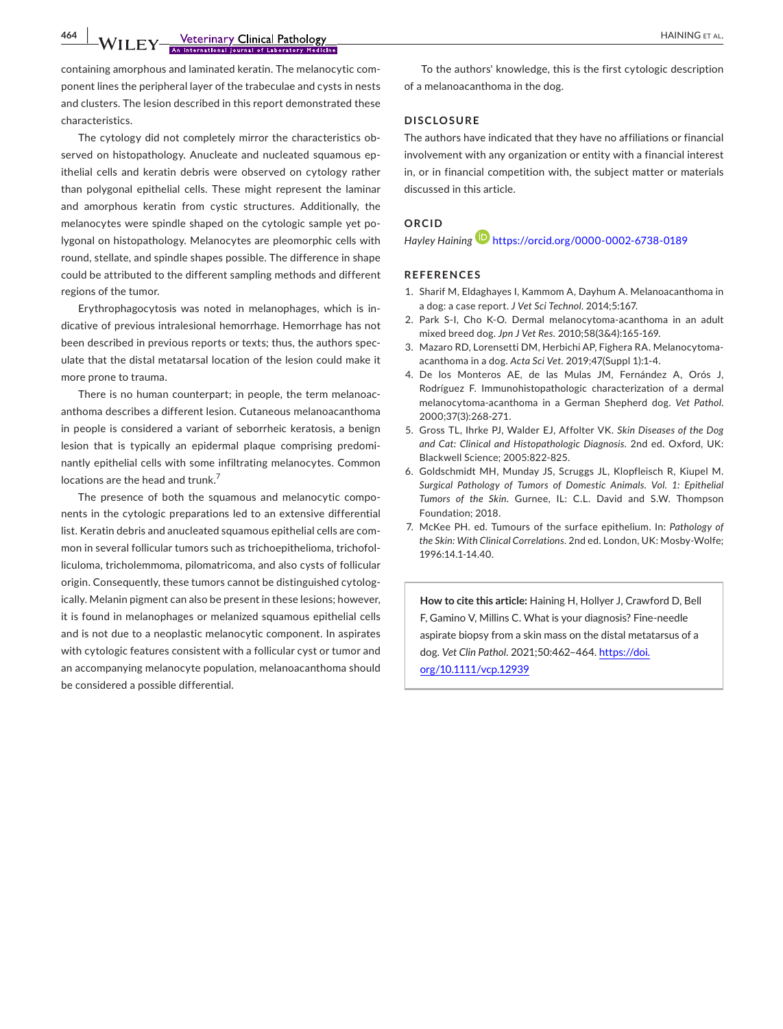containing amorphous and laminated keratin. The melanocytic component lines the peripheral layer of the trabeculae and cysts in nests and clusters. The lesion described in this report demonstrated these characteristics.

The cytology did not completely mirror the characteristics observed on histopathology. Anucleate and nucleated squamous epithelial cells and keratin debris were observed on cytology rather than polygonal epithelial cells. These might represent the laminar and amorphous keratin from cystic structures. Additionally, the melanocytes were spindle shaped on the cytologic sample yet polygonal on histopathology. Melanocytes are pleomorphic cells with round, stellate, and spindle shapes possible. The difference in shape could be attributed to the different sampling methods and different regions of the tumor.

Erythrophagocytosis was noted in melanophages, which is indicative of previous intralesional hemorrhage. Hemorrhage has not been described in previous reports or texts; thus, the authors speculate that the distal metatarsal location of the lesion could make it more prone to trauma.

There is no human counterpart; in people, the term melanoacanthoma describes a different lesion. Cutaneous melanoacanthoma in people is considered a variant of seborrheic keratosis, a benign lesion that is typically an epidermal plaque comprising predominantly epithelial cells with some infiltrating melanocytes. Common locations are the head and trunk.[7]

The presence of both the squamous and melanocytic components in the cytologic preparations led to an extensive differential list. Keratin debris and anucleated squamous epithelial cells are common in several follicular tumors such as trichoepithelioma, trichofolliculoma, tricholemmoma, pilomatricoma, and also cysts of follicular origin. Consequently, these tumors cannot be distinguished cytologically. Melanin pigment can also be present in these lesions; however, it is found in melanophages or melanized squamous epithelial cells and is not due to a neoplastic melanocytic component. In aspirates with cytologic features consistent with a follicular cyst or tumor and an accompanying melanocyte population, melanoacanthoma should be considered a possible differential.

To the authors' knowledge, this is the first cytologic description of a melanoacanthoma in the dog.

## DISCLOSURE

The authors have indicated that they have no affiliations or financial involvement with any organization or entity with a financial interest in, or in financial competition with, the subject matter or materials discussed in this article.

## ORCID

*Hayley Haining* https://orcid.org/0000-0002-6738-0189

## REFERENCES

1. Sharif M, Eldaghayes I, Kammom A, Dayhum A. Melanoacanthoma in a dog: a case report. *J Vet Sci Technol*. 2014;5:167.
2. Park S-I, Cho K-O. Dermal melanocytoma-acanthoma in an adult mixed breed dog. *Jpn J Vet Res*. 2010;58(3&4):165-169.
3. Mazaro RD, Lorensetti DM, Herbichi AP, Fighera RA. Melanocytoma-acanthoma in a dog. *Acta Sci Vet*. 2019;47(Suppl 1):1-4.
4. De los Monteros AE, de las Mulas JM, Fernández A, Orós J, Rodríguez F. Immunohistopathologic characterization of a dermal melanocytoma-acanthoma in a German Shepherd dog. *Vet Pathol*. 2000;37(3):268-271.
5. Gross TL, Ihrke PJ, Walder EJ, Affolter VK. *Skin Diseases of the Dog and Cat: Clinical and Histopathologic Diagnosis*. 2nd ed. Oxford, UK: Blackwell Science; 2005:822-825.
6. Goldschmidt MH, Munday JS, Scruggs JL, Klopfleisch R, Kiupel M. *Surgical Pathology of Tumors of Domestic Animals. Vol. 1: Epithelial Tumors of the Skin*. Gurnee, IL: C.L. David and S.W. Thompson Foundation; 2018.
7. McKee PH. ed. Tumours of the surface epithelium. In: *Pathology of the Skin: With Clinical Correlations*. 2nd ed. London, UK: Mosby-Wolfe; 1996:14.1-14.40.

**How to cite this article:** Haining H, Hollyer J, Crawford D, Bell F, Gamino V, Millins C. What is your diagnosis? Fine-needle aspirate biopsy from a skin mass on the distal metatarsus of a dog. *Vet Clin Pathol*. 2021;50:462–464. https://doi.org/10.1111/vcp.12939